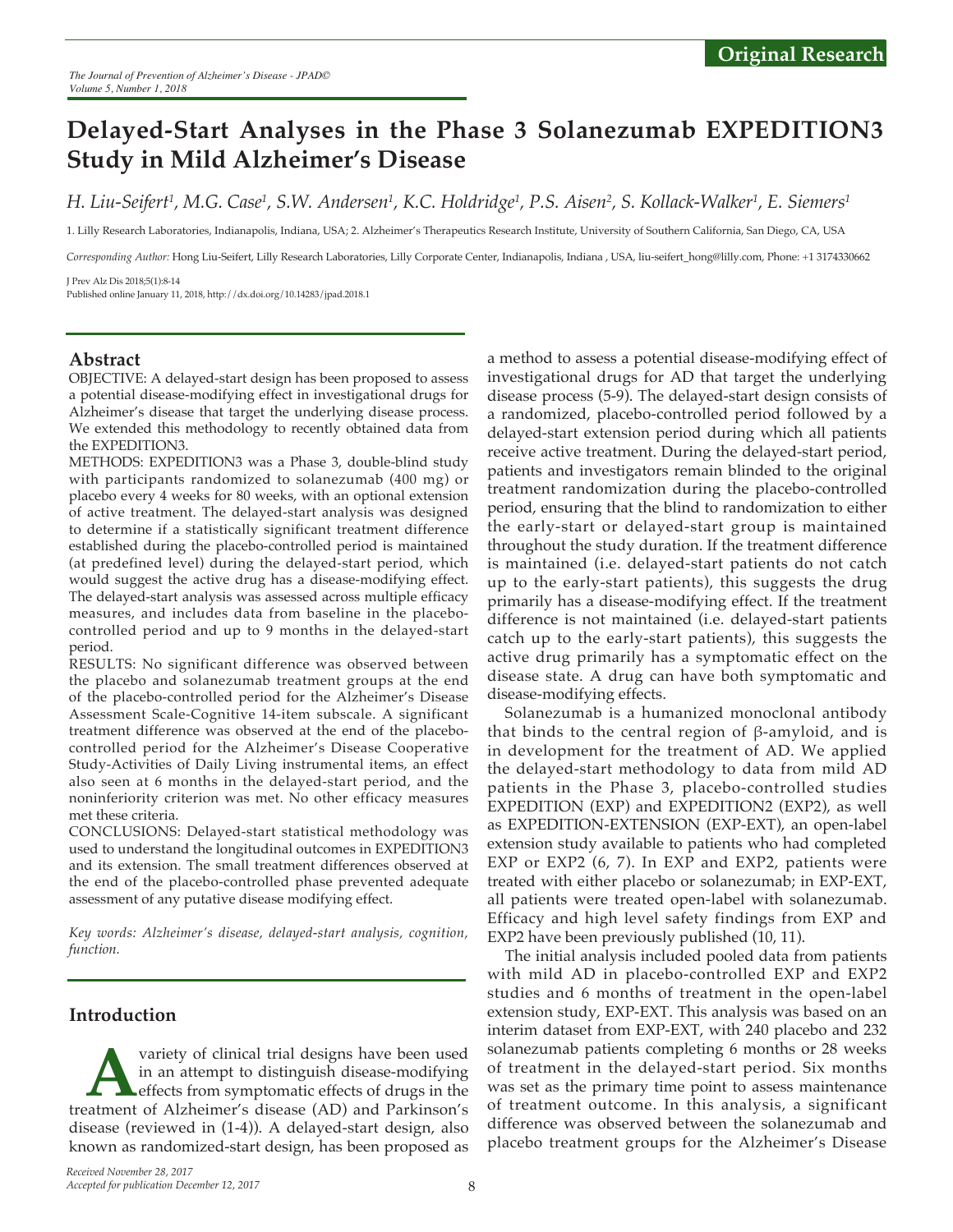Original Research

# Delayed-Start Analyses in the Phase 3 Solanezumab EXPEDITION3 Study in Mild Alzheimer's Disease

*H. Liu-Seifert[1], M.G. Case[1], S.W. Andersen[1], K.C. Holdridge[1], P.S. Aisen[2], S. Kollack-Walker[1], E. Siemers[1]*

1. Lilly Research Laboratories, Indianapolis, Indiana, USA; 2. Alzheimer's Therapeutics Research Institute, University of Southern California, San Diego, CA, USA

*Corresponding Author:* Hong Liu-Seifert, Lilly Research Laboratories, Lilly Corporate Center, Indianapolis, Indiana , USA, liu-seifert_hong@lilly.com, Phone: +1 3174330662

J Prev Alz Dis 2018;5(1):8-14
Published online January 11, 2018, http://dx.doi.org/10.14283/jpad.2018.1

## Abstract

OBJECTIVE: A delayed-start design has been proposed to assess a potential disease-modifying effect in investigational drugs for Alzheimer's disease that target the underlying disease process. We extended this methodology to recently obtained data from the EXPEDITION3.

METHODS: EXPEDITION3 was a Phase 3, double-blind study with participants randomized to solanezumab (400 mg) or placebo every 4 weeks for 80 weeks, with an optional extension of active treatment. The delayed-start analysis was designed to determine if a statistically significant treatment difference established during the placebo-controlled period is maintained (at predefined level) during the delayed-start period, which would suggest the active drug has a disease-modifying effect. The delayed-start analysis was assessed across multiple efficacy measures, and includes data from baseline in the placebo-controlled period and up to 9 months in the delayed-start period.

RESULTS: No significant difference was observed between the placebo and solanezumab treatment groups at the end of the placebo-controlled period for the Alzheimer's Disease Assessment Scale-Cognitive 14-item subscale. A significant treatment difference was observed at the end of the placebo-controlled period for the Alzheimer's Disease Cooperative Study-Activities of Daily Living instrumental items, an effect also seen at 6 months in the delayed-start period, and the noninferiority criterion was met. No other efficacy measures met these criteria.

CONCLUSIONS: Delayed-start statistical methodology was used to understand the longitudinal outcomes in EXPEDITION3 and its extension. The small treatment differences observed at the end of the placebo-controlled phase prevented adequate assessment of any putative disease modifying effect.

*Key words: Alzheimer's disease, delayed-start analysis, cognition, function.*

## Introduction

A variety of clinical trial designs have been used in an attempt to distinguish disease-modifying effects from symptomatic effects of drugs in the treatment of Alzheimer's disease (AD) and Parkinson's disease (reviewed in (1-4)). A delayed-start design, also known as randomized-start design, has been proposed as a method to assess a potential disease-modifying effect of investigational drugs for AD that target the underlying disease process (5-9). The delayed-start design consists of a randomized, placebo-controlled period followed by a delayed-start extension period during which all patients receive active treatment. During the delayed-start period, patients and investigators remain blinded to the original treatment randomization during the placebo-controlled period, ensuring that the blind to randomization to either the early-start or delayed group is maintained throughout the study duration. If the treatment difference is maintained (i.e. delayed-start patients do not catch up to the early-start patients), this suggests the drug primarily has a disease-modifying effect. If the treatment difference is not maintained (i.e. delayed-start patients catch up to the early-start patients), this suggests the active drug primarily has a symptomatic effect on the disease state. A drug can have both symptomatic and disease-modifying effects.

Solanezumab is a humanized monoclonal antibody that binds to the central region of β-amyloid, and is in development for the treatment of AD. We applied the delayed-start methodology to data from mild AD patients in the Phase 3, placebo-controlled studies EXPEDITION (EXP) and EXPEDITION2 (EXP2), as well as EXPEDITION-EXTENSION (EXP-EXT), an open-label extension study available to patients who had completed EXP or EXP2 (6, 7). In EXP and EXP2, patients were treated with either placebo or solanezumab; in EXP-EXT, all patients were treated open-label with solanezumab. Efficacy and high level safety findings from EXP and EXP2 have been previously published (10, 11).

The initial analysis included pooled data from patients with mild AD in placebo-controlled EXP and EXP2 studies and 6 months of treatment in the open-label extension study, EXP-EXT. This analysis was based on an interim dataset from EXP-EXT, with 240 placebo and 232 solanezumab patients completing 6 months or 28 weeks of treatment in the delayed-start period. Six months was set as the primary time point to assess maintenance of treatment outcome. In this analysis, a significant difference was observed between the solanezumab and placebo treatment groups for the Alzheimer's Disease

*Received November 28, 2017*
*Accepted for publication December 12, 2017*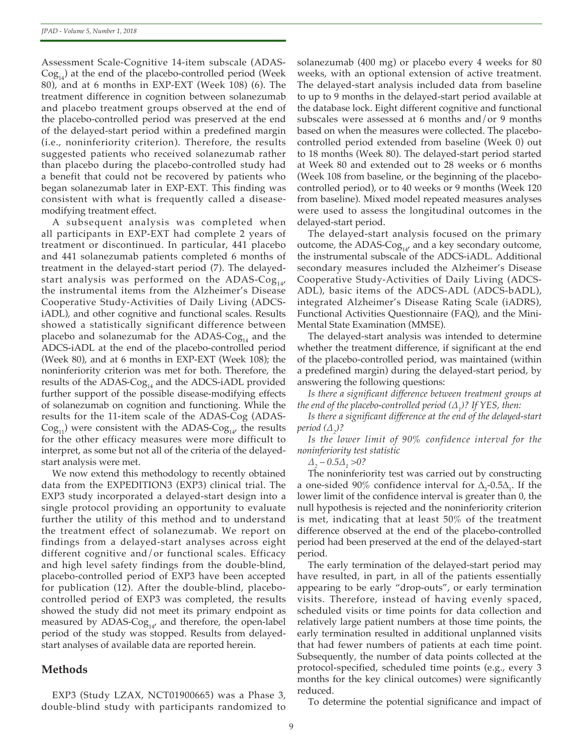Assessment Scale-Cognitive 14-item subscale (ADAS-$Cog_{14}$) at the end of the placebo-controlled period (Week 80), and at 6 months in EXP-EXT (Week 108) (6). The treatment difference in cognition between solanezumab and placebo treatment groups observed at the end of the placebo-controlled period was preserved at the end of the delayed-start period within a predefined margin (i.e., noninferiority criterion). Therefore, the results suggested patients who received solanezumab rather than placebo during the placebo-controlled study had a benefit that could not be recovered by patients who began solanezumab later in EXP-EXT. This finding was consistent with what is frequently called a disease-modifying treatment effect.

A subsequent analysis was completed when all participants in EXP-EXT had complete 2 years of treatment or discontinued. In particular, 441 placebo and 441 solanezumab patients completed 6 months of treatment in the delayed-start period (7). The delayed-start analysis was performed on the ADAS-$Cog_{14}$, the instrumental items from the Alzheimer's Disease Cooperative Study-Activities of Daily Living (ADCS-iADL), and other cognitive and functional scales. Results showed a statistically significant difference between placebo and solanezumab for the ADAS-$Cog_{14}$ and the ADCS-iADL at the end of the placebo-controlled period (Week 80), and at 6 months in EXP-EXT (Week 108); the noninferiority criterion was met for both. Therefore, the results of the ADAS-$Cog_{14}$ and the ADCS-iADL provided further support of the possible disease-modifying effects of solanezumab on cognition and functioning. While the results for the 11-item scale of the ADAS-Cog (ADAS-$Cog_{11}$) were consistent with the ADAS-$Cog_{14}$, the results for the other efficacy measures were more difficult to interpret, as some but not all of the criteria of the delayed-start analysis were met.

We now extend this methodology to recently obtained data from the EXPEDITION3 (EXP3) clinical trial. The EXP3 study incorporated a delayed-start design into a single protocol providing an opportunity to evaluate further the utility of this method and to understand the treatment effect of solanezumab. We report on findings from a delayed-start analyses across eight different cognitive and/or functional scales. Efficacy and high level safety findings from the double-blind, placebo-controlled period of EXP3 have been accepted for publication (12). After the double-blind, placebo-controlled period of EXP3 was completed, the results showed the study did not meet its primary endpoint as measured by ADAS-$Cog_{14}$, and therefore, the open-label period of the study was stopped. Results from delayed-start analyses of available data are reported herein.

## Methods

EXP3 (Study LZAX, NCT01900665) was a Phase 3, double-blind study with participants randomized to solanezumab (400 mg) or placebo every 4 weeks for 80 weeks, with an optional extension of active treatment. The delayed-start analysis included data from baseline to up to 9 months in the delayed-start period available at the database lock. Eight different cognitive and functional subscales were assessed at 6 months and/or 9 months based on when the measures were collected. The placebo-controlled period extended from baseline (Week 0) out to 18 months (Week 80). The delayed-start period started at Week 80 and extended out to 28 weeks or 6 months (Week 108 from baseline, or the beginning of the placebo-controlled period), or to 40 weeks or 9 months (Week 120 from baseline). Mixed model repeated measures analyses were used to assess the longitudinal outcomes in the delayed-start period.

The delayed-start analysis focused on the primary outcome, the ADAS-$Cog_{14}$, and a key secondary outcome, the instrumental subscale of the ADCS-iADL. Additional secondary measures included the Alzheimer's Disease Cooperative Study-Activities of Daily Living (ADCS-ADL), basic items of the ADCS-ADL (ADCS-bADL), integrated Alzheimer's Disease Rating Scale (iADRS), Functional Activities Questionnaire (FAQ), and the Mini-Mental State Examination (MMSE).

The delayed-start analysis was intended to determine whether the treatment difference, if significant at the end of the placebo-controlled period, was maintained (within a predefined margin) during the delayed-start period, by answering the following questions:

*Is there a significant difference between treatment groups at the end of the placebo-controlled period ($\Delta_1$)? If YES, then:*

*Is there a significant difference at the end of the delayed-start period ($\Delta_2$)?*

*Is the lower limit of 90% confidence interval for the noninferiority test statistic*

*$\Delta_2 - 0.5\Delta_1 > 0$?*

The noninferiority test was carried out by constructing a one-sided 90% confidence interval for $\Delta_2$-0.5$\Delta_1$. If the lower limit of the confidence interval is greater than 0, the null hypothesis is rejected and the noninferiority criterion is met, indicating that at least 50% of the treatment difference observed at the end of the placebo-controlled period had been preserved at the end of the delayed-start period.

The early termination of the delayed-start period may have resulted, in part, in all of the patients essentially appearing to be early "drop-outs", or early termination visits. Therefore, instead of having evenly spaced, scheduled visits or time points for data collection and relatively large patient numbers at those time points, the early termination resulted in additional unplanned visits that had fewer numbers of patients at each time point. Subsequently, the number of data points collected at the protocol-specified, scheduled time points (e.g., every 3 months for the key clinical outcomes) were significantly reduced.

To determine the potential significance and impact of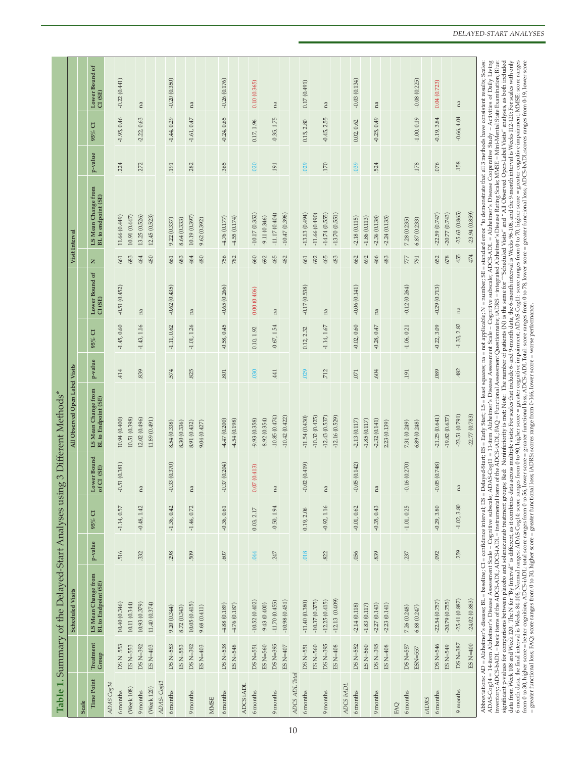# Table 1. Summary of the Delayed-Start Analyses using 3 Different Methods*

| Scale | | Scheduled Visits | | | | All Observed Open Label Visits | | | | Visit Interval | | | | |
|---|---|---|---|---|---|---|---|---|---|---|---|---|---|---|
| Time Point | Treatment Group | LS Mean Change from BL to Endpoint (SE) | p-value | 95% CI | Lower Bound of CI (SE) | LS Mean Change from BL to Endpoint (SE) | p-value | 95% CI | Lower Bound of CI (SE) | N | LS Mean Change from BL to endpoint (SE) | p-value | 95% CI | Lower Bound of CI (SE) |
| *ADAS Cog14* | | | | | | | | | | | | | | |
| 6 months | DS N=553 | 10.40 (0.346) | .516 | -1.14, 0.57 | -0.51 (0.381) | 10.94 (0.400) | .414 | -1.45, 0.60 | -0.51 (0.452) | 661 | 11.66 (0.449) | .224 | -1.95, 0.46 | -0.22 (0.441) |
| (Week 108) | ES N=553 | 10.11 (0.344) | | | | 10.51 (0.398) | | | | 683 | 10.91 (0.447) | | | |
| 9 months | DS N=392 | 10.93 (0.379) | .332 | -0.48, 1.42 | na | 12.02 (0.496) | .839 | -1.43, 1.16 | na | 464 | 13.25 (0.526) | .272 | -2.22, 0.63 | na |
| (Week 120) | ES N=403 | 11.40 (0.374) | | | | 11.89 (0.491) | | | | 480 | 12.45 (0.523) | | | |
| *ADAS- Cog11* | | | | | | | | | | | | | | |
| 6 months | DS N=553 | 9.20 (0.344) | .298 | -1.36, 0.42 | -0.33 (0.370) | 8.54 (0.338) | .574 | -1.11, 0.62 | -0.62 (0.435) | 661 | 9.22 (0.337) | .191 | -1.44, 0.29 | -0.20 (0.350) |
| | ES N=553 | 8.72 (0.343) | | | | 8.30 (0.336) | | | | 683 | 8.64 (0.333) | | | |
| 9 months | DS N=392 | 10.05 (0.415) | .509 | -1.46, 0.72 | na | 8.91 (0.432) | .825 | -1.01, 1.26 | na | 464 | 10.19 (0.397) | .282 | -1.61, 0.47 | na |
| | ES N=403 | 9.68 (0.411) | | | | 9.04 (0.427) | | | | 480 | 9.62 (0.392) | | | |
| *MMSE* | | | | | | | | | | | | | | |
| 6 months | DS N=538 | -4.88 (0.189) | .607 | -0.36, 0.61 | -0.37 (0.204) | -4.47 (0.200) | .801 | -0.58, 0.45 | -0.65 (0.266) | 756 | -4.76 (0.177) | .365 | -0.24, 0.65 | -0.26 (0.176) |
| | ES N=548 | -4.76 (0.187) | | | | -4.54 (0.198) | | | | 782 | -4.55 (0.174) | | | |
| *ADCSiADL* | | | | | | | | | | | | | | |
| 6 months | DS N=551 | -10.52 (0.402) | .044 | 0.03, 2.17 | 0.07 (0.413) | -9.93 (0.358) | .030 | 0.10, 1.92 | 0.00 (0.406) | 660 | -10.17 (0.352) | .020 | 0.17, 1.96 | 0.10 (0.365) |
| | ES N=560 | -9.43 (0.400) | | | | -8.92 (0.354) | | | | 692 | -9.11 (0.346) | | | |
| 9 months | DS N=395 | -11.70 (0.455) | .247 | -0.50, 1.94 | na | -10.85 (0.474) | .441 | -0.67, 1.54 | na | 465 | -11.17 (0.404) | .191 | -0.35, 1.75 | na |
| | ES N=407 | -10.98 (0.451) | | | | -10.42 (0.422) | | | | 482 | -10.47 (0.398) | | | |
| *ADCS ADL Total* | | | | | | | | | | | | | | |
| 6 months | DS N=551 | -11.40 (0.380) | .018 | 0.19, 2.06 | -0.02 (0.419) | -11.54 (0.430) | .029 | 0.12, 2.32 | -0.17 (0.538) | 661 | -13.13 (0.494) | .029 | 0.15, 2.80 | 0.17 (0.491) |
| | ES N=560 | -10.37 (0.375) | | | | -10.32 (0.425) | | | | 692 | -11.66 (0.490) | | | |
| 9 months | DS N=395 | -12.25 (0.415) | .822 | -0.92, 1.16 | na | -12.43 (0.537) | .712 | -1.14, 1.67 | na | 465 | -14.74 (0.555) | .170 | -0.45, 2.55 | na |
| | ES N=408 | -12.13 (0.409) | | | | -12.16 (0.529) | | | | 483 | -13.70 (0.551) | | | |
| *ADCS bADL* | | | | | | | | | | | | | | |
| 6 months | DS N=552 | -2.14 (0.118) | .056 | -0.01, 0.62 | -0.05 (0.142) | -2.13 (0.117) | .071 | -0.02, 0.60 | -0.06 (0.141) | 662 | -2.18 (0.115) | .039 | 0.02, 0.62 | -0.03 (0.134) |
| | ES N=560 | -1.83 (0.117) | | | | -1.85 (0.117) | | | | 692 | -1.86 (0.113) | | | |
| 9 months | DS N=395 | -2.27 (0.143) | .839 | -0.35, 0.43 | na | -2.32 (0.141) | .604 | -0.28, 0.47 | na | 466 | -2.36 (0.138) | .524 | -0.25, 0.49 | na |
| | ES N=408 | -2.23 (0.141) | | | | 2.23 (0.139) | | | | 483 | -2.24 (0.135) | | | |
| *FAQ* | | | | | | | | | | | | | | |
| 6 months | DS N=557 | 7.26 (0.248) | .237 | -1.01, 0.25 | -0.16 (0.270) | 7.31 (0.249) | .191 | -1.06, 0.21 | -0.12 (0.264) | 777 | 7.28 (0.235) | .178 | -1.00, 0.19 | -0.08 (0.225) |
| | ESN=557 | 6.88 (0.247) | | | | 6.89 (0.248) | | | | 791 | 6.87 (0.233) | | | |
| *iADRS* | | | | | | | | | | | | | | |
| 6 months | DS N=546 | -22.54 (0.757) | .092 | -0.29, 3.80 | -0.05 (0.748) | -21.25 (0.641) | .089 | -0.22, 3.09 | -0.29 (0.713) | 652 | -22.59 (0.747) | .076 | -0.19, 3.84 | 0.04 (0.723) |
| | ES N=549 | -20.79 (0.755) | | | | -19.82 (0.637) | | | | 678 | -20.77 (0.743) | | | |
| 9 months | DS N=387 | -25.41 (0.887) | .259 | -1.02, 3.80 | na | -23.51 (0.791) | .482 | -1.33, 2.82 | na | 455 | -25.63 (0.865) | .158 | -0.66, 4.04 | na |
| | ES N=400 | -24.02 (0.883) | | | | -22.77 (0.783) | | | | 474 | -23.94 (0.859) | | | |

Abbreviations: AD = Alzheimer's disease; BL = baseline; CI = confidence interval; DS = Delayed-Start; ES = Early Start; LS = least squares; na = not applicable; N = number; SE = standard error. *to demonstrate that all 3 methods have consistent results; Scales: ADAS-Cog14 = 14-item Alzheimer's Disease Assessment Scale – Cognitive subscale; ADAS-Cog11 = 11-item Alzheimer's Disease Assessment Scale – Cognitive subscale; ADCS-ADL = Alzheimer's Disease Cooperative Study – Activities of Daily Living inventory; ADCS-bADL = basic items of the ADCS-ADL; ADCS-iADL = instrumental items of the ADCS-iADL; FAQ = Functional Assessment Questionnaire; iADRS = integrated Alzheimer's Disease Rating Scale; MMSE = Mini-Mental State Examination; Blue: significant p-values for comparisons between placebo and solanezumab treatment groups; Red: Noninferiority is met; Note: The number of patients (N) is the same for "Scheduled Visits" and "All Observed Open-Label Visits" analyses, as both included data from Week 108 and Week 120. The N for "By Interval" is different, as it combines data across multiple visits; For scales that include 6- and 9-month data, the 6-month interval is Weeks 96-108, and the 9-month interval is Weeks 112-120; For scales with only 6-month data, the final interval is Weeks 84-108; Normal ranges: ADAS-Cog14: score ranges from 0 to 90, higher score = greater cognitive impairment; ADAS-Cog11: score ranges from 0 to 70, higher score = greater cognitive impairment; MMSE: score ranges from 0 to 30, higher score = better cognition; ADCS-iADL: total score ranges from 0 to 56, lower score = greater functional loss; ADCS-ADL Total: score ranges from 0 to 78, lower score = greater functional loss; ADCS-bADL:scores ranges from 0-19, lower score = greater functional loss; FAQ: score ranges from 0 to 30, higher score = greater functional loss; iADRS: scores range from 0-146, lower score = worse performance.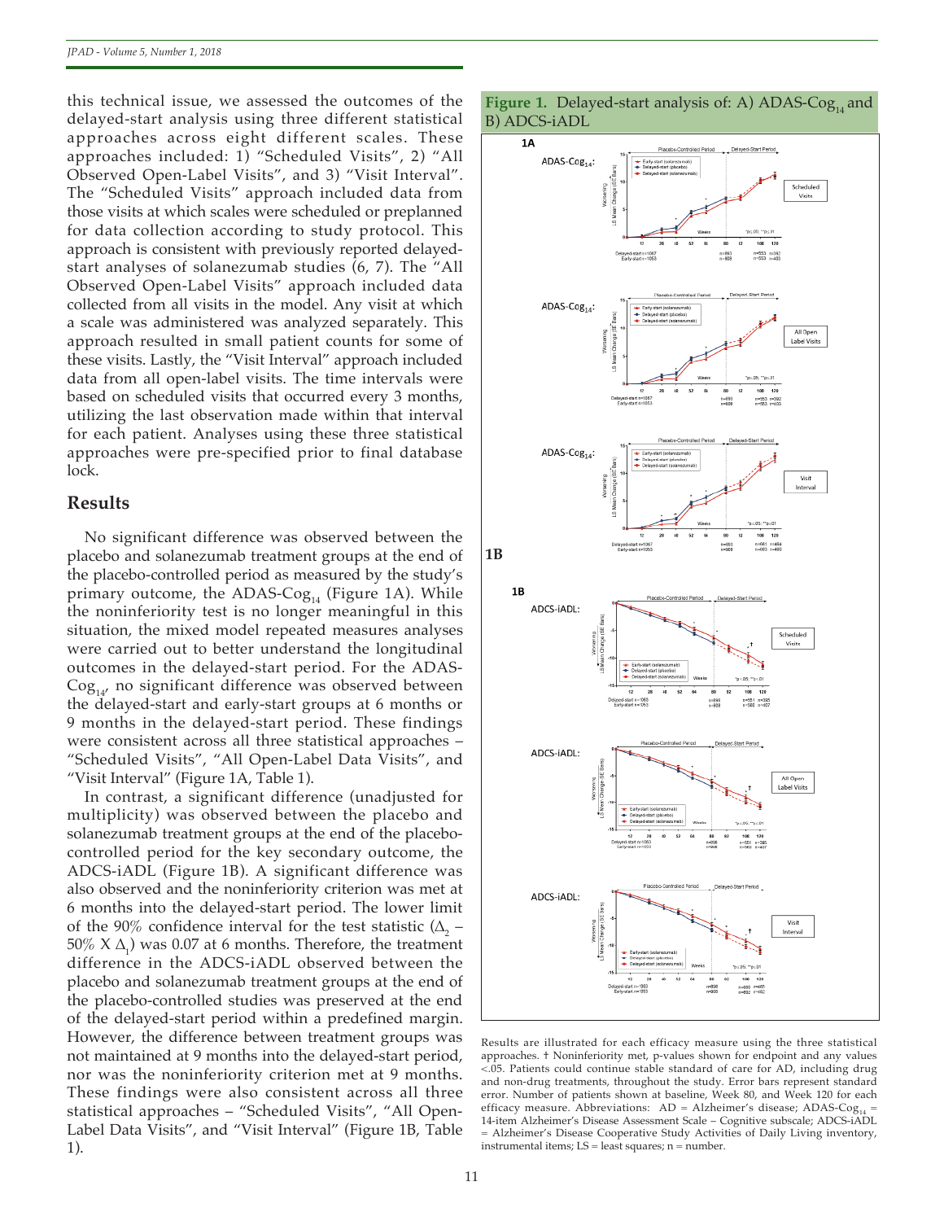this technical issue, we assessed the outcomes of the delayed-start analysis using three different statistical approaches across eight different scales. These approaches included: 1) "Scheduled Visits", 2) "All Observed Open-Label Visits", and 3) "Visit Interval". The "Scheduled Visits" approach included data from those visits at which scales were scheduled or preplanned for data collection according to study protocol. This approach is consistent with previously reported delayed-start analyses of solanezumab studies (6, 7). The "All Observed Open-Label Visits" approach included data collected from all visits in the model. Any visit at which a scale was administered was analyzed separately. This approach resulted in small patient counts for some of these visits. Lastly, the "Visit Interval" approach included data from all open-label visits. The time intervals were based on scheduled visits that occurred every 3 months, utilizing the last observation made within that interval for each patient. Analyses using these three statistical approaches were pre-specified prior to final database lock.

## Results

No significant difference was observed between the placebo and solanezumab treatment groups at the end of the placebo-controlled period as measured by the study's primary outcome, the ADAS-Cog$_{14}$ (Figure 1A). While the noninferiority test is no longer meaningful in this situation, the mixed model repeated measures analyses were carried out to better understand the longitudinal outcomes in the delayed-start period. For the ADAS-Cog$_{14}$, no significant difference was observed between the delayed-start and early-start groups at 6 months or 9 months in the delayed-start period. These findings were consistent across all three statistical approaches – "Scheduled Visits", "All Open-Label Data Visits", and "Visit Interval" (Figure 1A, Table 1).

In contrast, a significant difference (unadjusted for multiplicity) was observed between the placebo and solanezumab treatment groups at the end of the placebo-controlled period for the key secondary outcome, the ADCS-iADL (Figure 1B). A significant difference was also observed and the noninferiority criterion was met at 6 months into the delayed-start period. The lower limit of the 90% confidence interval for the test statistic ($\Delta_2$ – 50% X $\Delta_1$) was 0.07 at 6 months. Therefore, the treatment difference in the ADCS-iADL observed between the placebo and solanezumab treatment groups at the end of the placebo-controlled studies was preserved at the end of the delayed-start period within a predefined margin. However, the difference between treatment groups was not maintained at 9 months into the delayed-start period, nor was the noninferiority criterion met at 9 months. These findings were also consistent across all three statistical approaches – "Scheduled Visits", "All Open-Label Data Visits", and "Visit Interval" (Figure 1B, Table 1).

**Figure 1.** Delayed-start analysis of: A) ADAS-Cog$_{14}$ and B) ADCS-iADL

Results are illustrated for each efficacy measure using the three statistical approaches. † Noninferiority met, p-values shown for endpoint and any values <.05. Patients could continue stable standard of care for AD, including drug and non-drug treatments, throughout the study. Error bars represent standard error. Number of patients shown at baseline, Week 80, and Week 120 for each efficacy measure. Abbreviations: AD = Alzheimer's disease; ADAS-Cog$_{14}$ = 14-item Alzheimer's Disease Assessment Scale – Cognitive subscale; ADCS-iADL = Alzheimer's Disease Cooperative Study Activities of Daily Living inventory, instrumental items; LS = least squares; n = number.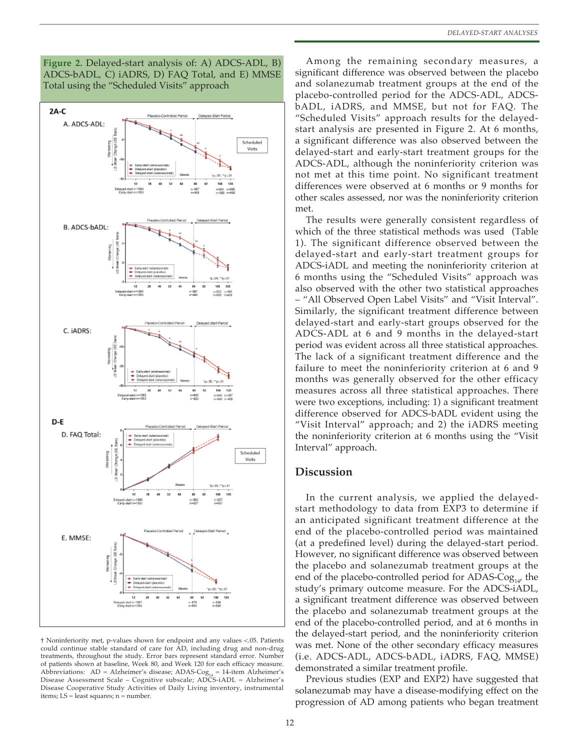**Figure 2.** Delayed-start analysis of: A) ADCS-ADL, B) ADCS-bADL, C) iADRS, D) FAQ Total, and E) MMSE Total using the "Scheduled Visits" approach

† Noninferiority met, p-values shown for endpoint and any values <.05. Patients could continue stable standard of care for AD, including drug and non-drug treatments, throughout the study. Error bars represent standard error. Number of patients shown at baseline, Week 80, and Week 120 for each efficacy measure. Abbreviations: AD = Alzheimer's disease; ADAS-Cog$_{14}$ = 14-item Alzheimer's Disease Assessment Scale – Cognitive subscale; ADCS-iADL = Alzheimer's Disease Cooperative Study Activities of Daily Living inventory, instrumental items; LS = least squares; n = number.

Among the remaining secondary measures, a significant difference was observed between the placebo and solanezumab treatment groups at the end of the placebo-controlled period for the ADCS-ADL, ADCS-bADL, iADRS, and MMSE, but not for FAQ. The "Scheduled Visits" approach results for the delayed-start analysis are presented in Figure 2. At 6 months, a significant difference was also observed between the delayed-start and early-start treatment groups for the ADCS-ADL, although the noninferiority criterion was not met at this time point. No significant treatment differences were observed at 6 months or 9 months for other scales assessed, nor was the noninferiority criterion met.

The results were generally consistent regardless of which of the three statistical methods was used (Table 1). The significant difference observed between the delayed-start and early-start treatment groups for ADCS-iADL and meeting the noninferiority criterion at 6 months using the "Scheduled Visits" approach was also observed with the other two statistical approaches – "All Observed Open Label Visits" and "Visit Interval". Similarly, the significant treatment difference between delayed-start and early-start groups observed for the ADCS-ADL at 6 and 9 months in the delayed-start period was evident across all three statistical approaches. The lack of a significant treatment difference and the failure to meet the noninferiority criterion at 6 and 9 months was generally observed for the other efficacy measures across all three statistical approaches. There were two exceptions, including: 1) a significant treatment difference observed for ADCS-bADL evident using the "Visit Interval" approach; and 2) the iADRS meeting the noninferiority criterion at 6 months using the "Visit Interval" approach.

## Discussion

In the current analysis, we applied the delayed-start methodology to data from EXP3 to determine if an anticipated significant treatment difference at the end of the placebo-controlled period was maintained (at a predefined level) during the delayed-start period. However, no significant difference was observed between the placebo and solanezumab treatment groups at the end of the placebo-controlled period for ADAS-Cog$_{14}$, the study's primary outcome measure. For the ADCS-iADL, a significant treatment difference was observed between the placebo and solanezumab treatment groups at the end of the placebo-controlled period, and at 6 months in the delayed-start period, and the noninferiority criterion was met. None of the other secondary efficacy measures (i.e. ADCS-ADL, ADCS-bADL, iADRS, FAQ, MMSE) demonstrated a similar treatment profile.

Previous studies (EXP and EXP2) have suggested that solanezumab may have a disease-modifying effect on the progression of AD among patients who began treatment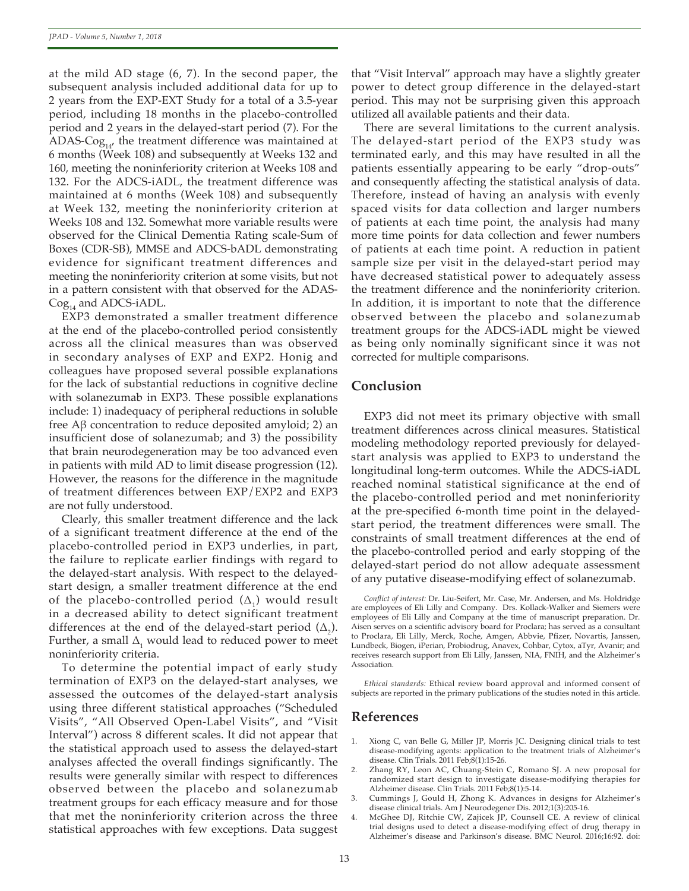at the mild AD stage (6, 7). In the second paper, the subsequent analysis included additional data for up to 2 years from the EXP-EXT Study for a total of a 3.5-year period, including 18 months in the placebo-controlled period and 2 years in the delayed-start period (7). For the ADAS-Cog$_{14}$, the treatment difference was maintained at 6 months (Week 108) and subsequently at Weeks 132 and 160, meeting the noninferiority criterion at Weeks 108 and 132. For the ADCS-iADL, the treatment difference was maintained at 6 months (Week 108) and subsequently at Week 132, meeting the noninferiority criterion at Weeks 108 and 132. Somewhat more variable results were observed for the Clinical Dementia Rating scale-Sum of Boxes (CDR-SB), MMSE and ADCS-bADL demonstrating evidence for significant treatment differences and meeting the noninferiority criterion at some visits, but not in a pattern consistent with that observed for the ADAS-Cog$_{14}$ and ADCS-iADL.

EXP3 demonstrated a smaller treatment difference at the end of the placebo-controlled period consistently across all the clinical measures than was observed in secondary analyses of EXP and EXP2. Honig and colleagues have proposed several possible explanations for the lack of substantial reductions in cognitive decline with solanezumab in EXP3. These possible explanations include: 1) inadequacy of peripheral reductions in soluble free Aβ concentration to reduce deposited amyloid; 2) an insufficient dose of solanezumab; and 3) the possibility that brain neurodegeneration may be too advanced even in patients with mild AD to limit disease progression (12). However, the reasons for the difference in the magnitude of treatment differences between EXP/EXP2 and EXP3 are not fully understood.

Clearly, this smaller treatment difference and the lack of a significant treatment difference at the end of the placebo-controlled period in EXP3 underlies, in part, the failure to replicate earlier findings with regard to the delayed-start analysis. With respect to the delayed-start design, a smaller treatment difference at the end of the placebo-controlled period ($\Delta_1$) would result in a decreased ability to detect significant treatment differences at the end of the delayed-start period ($\Delta_2$). Further, a small $\Delta_1$ would lead to reduced power to meet noninferiority criteria.

To determine the potential impact of early study termination of EXP3 on the delayed-start analyses, we assessed the outcomes of the delayed-start analysis using three different statistical approaches ("Scheduled Visits", "All Observed Open-Label Visits", and "Visit Interval") across 8 different scales. It did not appear that the statistical approach used to assess the delayed-start analyses affected the overall findings significantly. The results were generally similar with respect to differences observed between the placebo and solanezumab treatment groups for each efficacy measure and for those that met the noninferiority criterion across the three statistical approaches with few exceptions. Data suggest that "Visit Interval" approach may have a slightly greater power to detect group difference in the delayed-start period. This may not be surprising given this approach utilized all available patients and their data.

There are several limitations to the current analysis. The delayed-start period of the EXP3 study was terminated early, and this may have resulted in all the patients essentially appearing to be early "drop-outs" and consequently affecting the statistical analysis of data. Therefore, instead of having an analysis with evenly spaced visits for data collection and larger numbers of patients at each time point, the analysis had many more time points for data collection and fewer numbers of patients at each time point. A reduction in patient sample size per visit in the delayed-start period may have decreased statistical power to adequately assess the treatment difference and the noninferiority criterion. In addition, it is important to note that the difference observed between the placebo and solanezumab treatment groups for the ADCS-iADL might be viewed as being only nominally significant since it was not corrected for multiple comparisons.

## Conclusion

EXP3 did not meet its primary objective with small treatment differences across clinical measures. Statistical modeling methodology reported previously for delayed-start analysis was applied to EXP3 to understand the longitudinal long-term outcomes. While the ADCS-iADL reached nominal statistical significance at the end of the placebo-controlled period and met noninferiority at the pre-specified 6-month time point in the delayed-start period, the treatment differences were small. The constraints of small treatment differences at the end of the placebo-controlled period and early stopping of the delayed-start period do not allow adequate assessment of any putative disease-modifying effect of solanezumab.

*Conflict of interest:* Dr. Liu-Seifert, Mr. Case, Mr. Andersen, and Ms. Holdridge are employees of Eli Lilly and Company. Drs. Kollack-Walker and Siemers were employees of Eli Lilly and Company at the time of manuscript preparation. Dr. Aisen serves on a scientific advisory board for Proclara; has served as a consultant to Proclara, Eli Lilly, Merck, Roche, Amgen, Abbvie, Pfizer, Novartis, Janssen, Lundbeck, Biogen, iPerian, Probiodrug, Anavex, Cohbar, Cytox, aTyr, Avanir; and receives research support from Eli Lilly, Janssen, NIA, FNIH, and the Alzheimer's Association.

*Ethical standards:* Ethical review board approval and informed consent of subjects are reported in the primary publications of the studies noted in this article.

## References

1. Xiong C, van Belle G, Miller JP, Morris JC. Designing clinical trials to test disease-modifying agents: application to the treatment trials of Alzheimer's disease. Clin Trials. 2011 Feb;8(1):15-26.
2. Zhang RY, Leon AC, Chuang-Stein C, Romano SJ. A new proposal for randomized start design to investigate disease-modifying therapies for Alzheimer disease. Clin Trials. 2011 Feb;8(1):5-14.
3. Cummings J, Gould H, Zhong K. Advances in designs for Alzheimer's disease clinical trials. Am J Neurodegener Dis. 2012;1(3):205-16.
4. McGhee DJ, Ritchie CW, Zajicek JP, Counsell CE. A review of clinical trial designs used to detect a disease-modifying effect of drug therapy in Alzheimer's disease and Parkinson's disease. BMC Neurol. 2016;16:92. doi: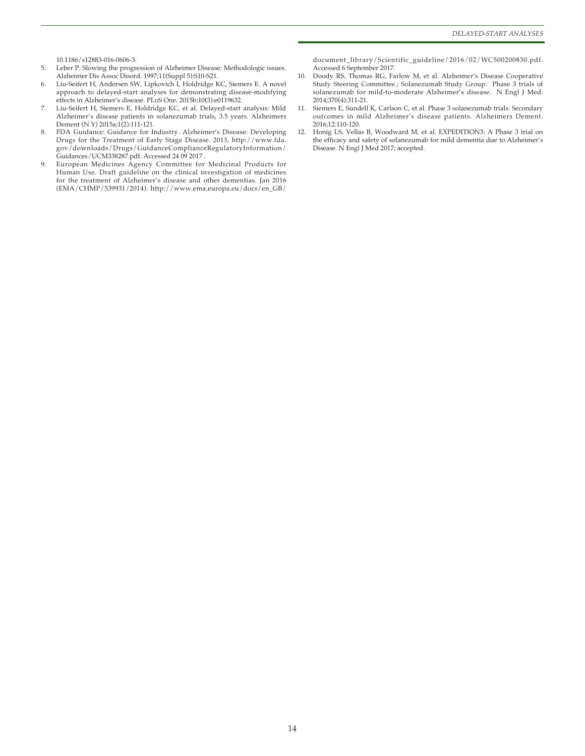10.1186/s12883-016-0606-3.

5. Leber P. Slowing the progression of Alzheimer Disease: Methodologic issues. Alzheimer Dis Assoc Disord. 1997;11(Suppl 5):S10-S21.
6. Liu-Seifert H, Andersen SW, Lipkovich I, Holdridge KC, Siemers E. A novel approach to delayed-start analyses for demonstrating disease-modifying effects in Alzheimer's disease. PLoS One. 2015b;10(3):e0119632.
7. Liu-Seifert H, Siemers E, Holdridge KC, et al. Delayed-start analysis: Mild Alzheimer's disease patients in solanezumab trials, 3.5 years. Alzheimers Dement (N Y) 2015a;1(2):111-121.
8. FDA Guidance: Guidance for Industry. Alzheimer's Disease: Developing Drugs for the Treatment of Early Stage Disease. 2013, http://www.fda.gov/downloads/Drugs/GuidanceComplianceRegulatoryInformation/Guidances/UCM338287.pdf. Accessed 24 09 2017 .
9. European Medicines Agency Committee for Medicinal Products for Human Use. Draft guideline on the clinical investigation of medicines for the treatment of Alzheimer's disease and other dementias. Jan 2016 (EMA/CHMP/539931/2014). http://www.ema.europa.eu/docs/en_GB/document_library/Scientific_guideline/2016/02/WC500200830.pdf. Accessed 6 September 2017.
10. Doody RS, Thomas RG, Farlow M, et al. Alzheimer's Disease Cooperative Study Steering Committee.; Solanezumab Study Group. Phase 3 trials of solanezumab for mild-to-moderate Alzheimer's disease. N Engl J Med. 2014;370(4):311-21.
11. Siemers E, Sundell K, Carlson C, et al. Phase 3 solanezumab trials: Secondary outcomes in mild Alzheimer's disease patients. Alzheimers Dement. 2016;12:110-120.
12. Honig LS, Vellas B, Woodward M, et al. EXPEDITION3: A Phase 3 trial on the efficacy and safety of solanezumab for mild dementia due to Alzheimer's Disease. N Engl J Med 2017; accepted.